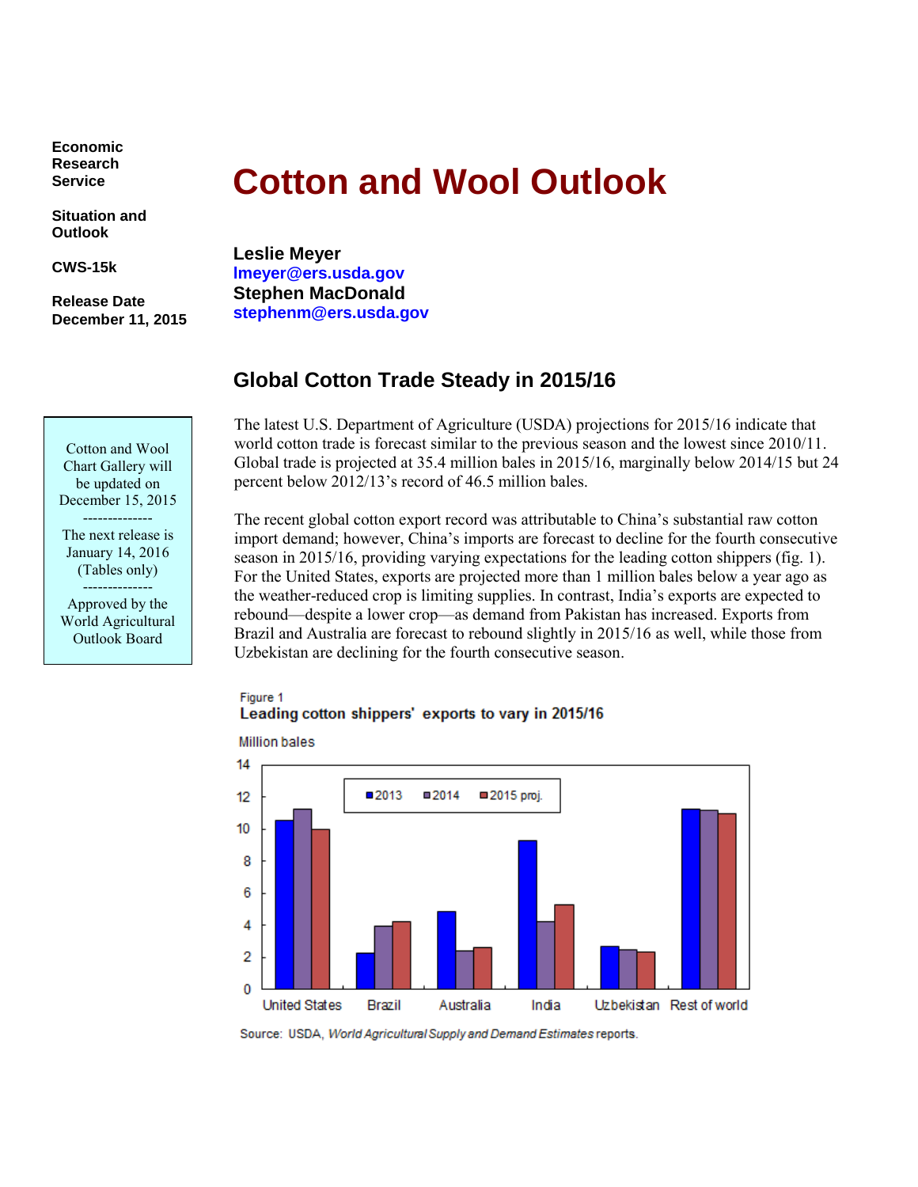Economic Research Service

Situation and Outlook

CWS-15k

Release Date December 11, 2015

# Cotton and Wool Outlook

**Leslie Meyer**
**lmeyer@ers.usda.gov**
**Stephen MacDonald**
**stephenm@ers.usda.gov**

Cotton and Wool Chart Gallery will be updated on December 15, 2015

--------------

The next release is January 14, 2016 (Tables only)

--------------

Approved by the World Agricultural Outlook Board

## Global Cotton Trade Steady in 2015/16

The latest U.S. Department of Agriculture (USDA) projections for 2015/16 indicate that world cotton trade is forecast similar to the previous season and the lowest since 2010/11. Global trade is projected at 35.4 million bales in 2015/16, marginally below 2014/15 but 24 percent below 2012/13's record of 46.5 million bales.

The recent global cotton export record was attributable to China's substantial raw cotton import demand; however, China's imports are forecast to decline for the fourth consecutive season in 2015/16, providing varying expectations for the leading cotton shippers (fig. 1). For the United States, exports are projected more than 1 million bales below a year ago as the weather-reduced crop is limiting supplies. In contrast, India's exports are expected to rebound—despite a lower crop—as demand from Pakistan has increased. Exports from Brazil and Australia are forecast to rebound slightly in 2015/16 as well, while those from Uzbekistan are declining for the fourth consecutive season.

Figure 1
**Leading cotton shippers' exports to vary in 2015/16**

Million bales

| | 2013 | 2014 | 2015 proj. |
|---|---|---|---|
| United States | 10.5 | 11.2 | 10.0 |
| Brazil | 2.2 | 3.9 | 4.2 |
| Australia | 4.8 | 2.4 | 2.6 |
| India | 9.2 | 4.2 | 5.3 |
| Uzbekistan | 2.7 | 2.5 | 2.3 |
| Rest of world | 11.2 | 11.2 | 11.0 |

Source: USDA, *World Agricultural Supply and Demand Estimates* reports.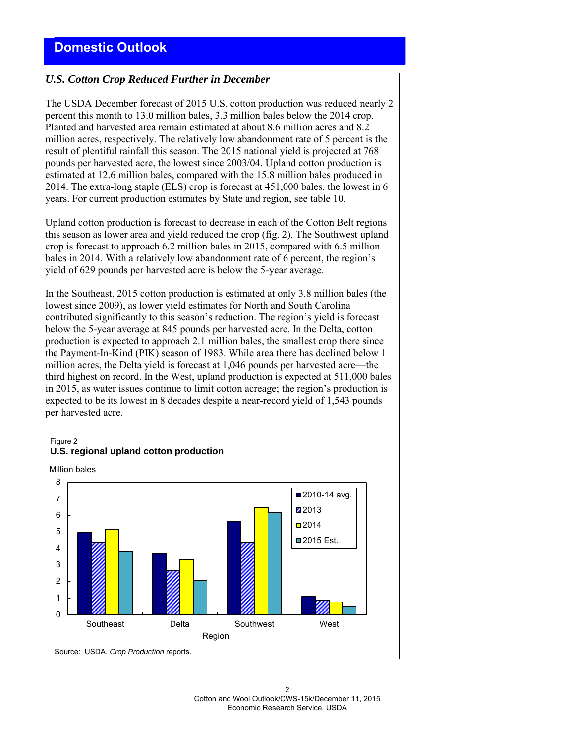# Domestic Outlook

### *U.S. Cotton Crop Reduced Further in December*

The USDA December forecast of 2015 U.S. cotton production was reduced nearly 2 percent this month to 13.0 million bales, 3.3 million bales below the 2014 crop. Planted and harvested area remain estimated at about 8.6 million acres and 8.2 million acres, respectively. The relatively low abandonment rate of 5 percent is the result of plentiful rainfall this season. The 2015 national yield is projected at 768 pounds per harvested acre, the lowest since 2003/04. Upland cotton production is estimated at 12.6 million bales, compared with the 15.8 million bales produced in 2014. The extra-long staple (ELS) crop is forecast at 451,000 bales, the lowest in 6 years. For current production estimates by State and region, see table 10.

Upland cotton production is forecast to decrease in each of the Cotton Belt regions this season as lower area and yield reduced the crop (fig. 2). The Southwest upland crop is forecast to approach 6.2 million bales in 2015, compared with 6.5 million bales in 2014. With a relatively low abandonment rate of 6 percent, the region's yield of 629 pounds per harvested acre is below the 5-year average.

In the Southeast, 2015 cotton production is estimated at only 3.8 million bales (the lowest since 2009), as lower yield estimates for North and South Carolina contributed significantly to this season's reduction. The region's yield is forecast below the 5-year average at 845 pounds per harvested acre. In the Delta, cotton production is expected to approach 2.1 million bales, the smallest crop there since the Payment-In-Kind (PIK) season of 1983. While area there has declined below 1 million acres, the Delta yield is forecast at 1,046 pounds per harvested acre—the third highest on record. In the West, upland production is expected at 511,000 bales in 2015, as water issues continue to limit cotton acreage; the region's production is expected to be its lowest in 8 decades despite a near-record yield of 1,543 pounds per harvested acre.

Figure 2
**U.S. regional upland cotton production**

Source: USDA, *Crop Production* reports.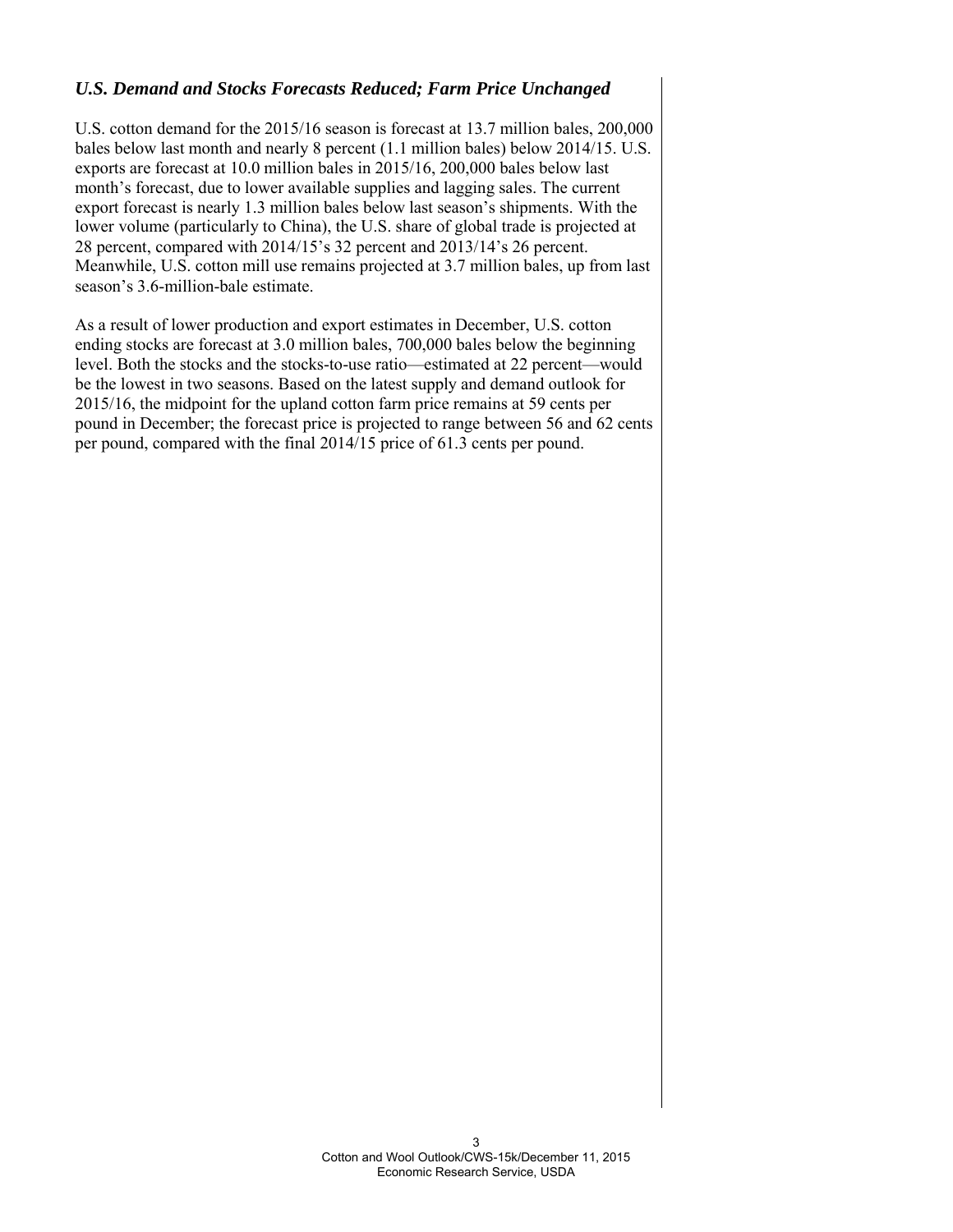### *U.S. Demand and Stocks Forecasts Reduced; Farm Price Unchanged*

U.S. cotton demand for the 2015/16 season is forecast at 13.7 million bales, 200,000 bales below last month and nearly 8 percent (1.1 million bales) below 2014/15. U.S. exports are forecast at 10.0 million bales in 2015/16, 200,000 bales below last month's forecast, due to lower available supplies and lagging sales. The current export forecast is nearly 1.3 million bales below last season's shipments. With the lower volume (particularly to China), the U.S. share of global trade is projected at 28 percent, compared with 2014/15's 32 percent and 2013/14's 26 percent. Meanwhile, U.S. cotton mill use remains projected at 3.7 million bales, up from last season's 3.6-million-bale estimate.

As a result of lower production and export estimates in December, U.S. cotton ending stocks are forecast at 3.0 million bales, 700,000 bales below the beginning level. Both the stocks and the stocks-to-use ratio—estimated at 22 percent—would be the lowest in two seasons. Based on the latest supply and demand outlook for 2015/16, the midpoint for the upland cotton farm price remains at 59 cents per pound in December; the forecast price is projected to range between 56 and 62 cents per pound, compared with the final 2014/15 price of 61.3 cents per pound.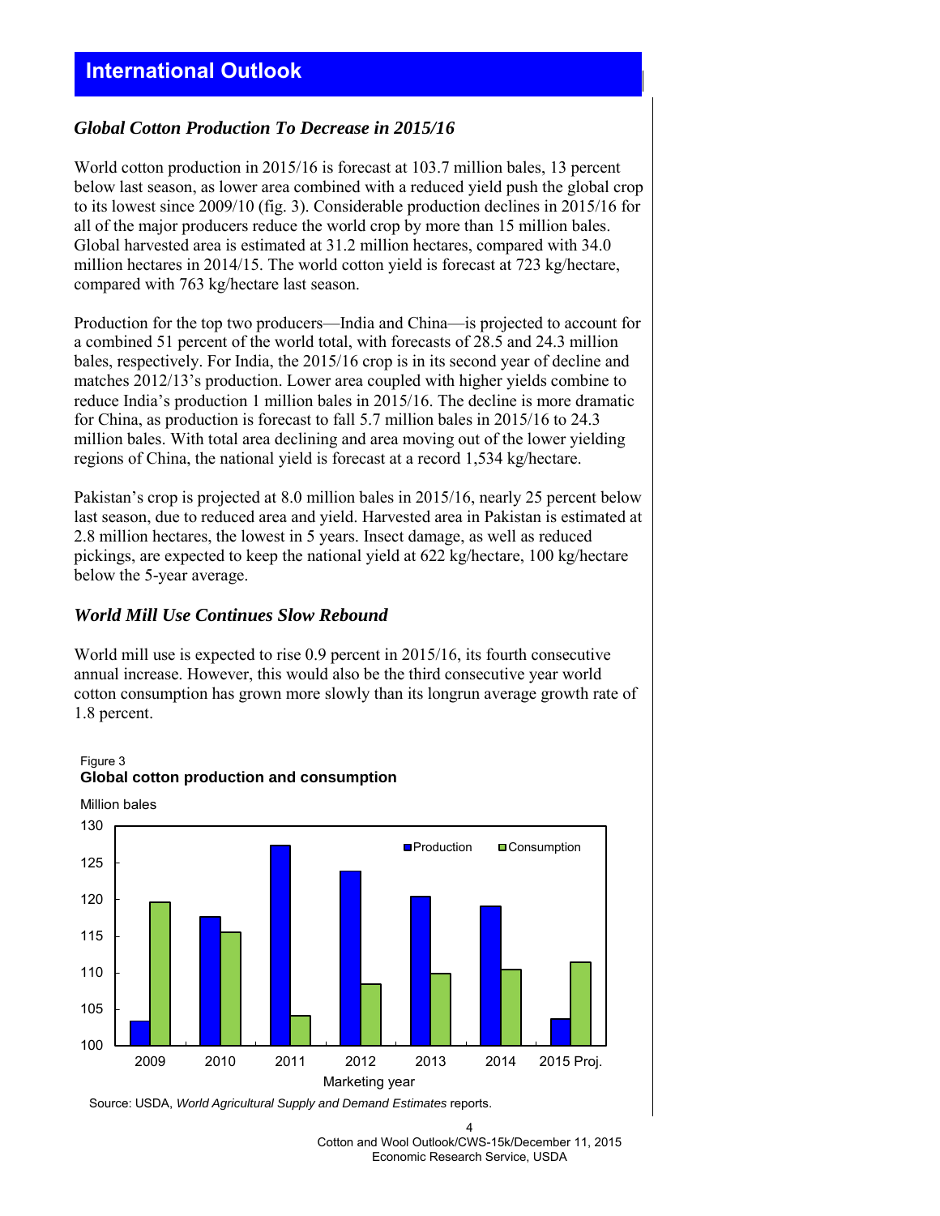# International Outlook

### *Global Cotton Production To Decrease in 2015/16*

World cotton production in 2015/16 is forecast at 103.7 million bales, 13 percent below last season, as lower area combined with a reduced yield push the global crop to its lowest since 2009/10 (fig. 3). Considerable production declines in 2015/16 for all of the major producers reduce the world crop by more than 15 million bales. Global harvested area is estimated at 31.2 million hectares, compared with 34.0 million hectares in 2014/15. The world cotton yield is forecast at 723 kg/hectare, compared with 763 kg/hectare last season.

Production for the top two producers—India and China—is projected to account for a combined 51 percent of the world total, with forecasts of 28.5 and 24.3 million bales, respectively. For India, the 2015/16 crop is in its second year of decline and matches 2012/13's production. Lower area coupled with higher yields combine to reduce India's production 1 million bales in 2015/16. The decline is more dramatic for China, as production is forecast to fall 5.7 million bales in 2015/16 to 24.3 million bales. With total area declining and area moving out of the lower yielding regions of China, the national yield is forecast at a record 1,534 kg/hectare.

Pakistan's crop is projected at 8.0 million bales in 2015/16, nearly 25 percent below last season, due to reduced area and yield. Harvested area in Pakistan is estimated at 2.8 million hectares, the lowest in 5 years. Insect damage, as well as reduced pickings, are expected to keep the national yield at 622 kg/hectare, 100 kg/hectare below the 5-year average.

### *World Mill Use Continues Slow Rebound*

World mill use is expected to rise 0.9 percent in 2015/16, its fourth consecutive annual increase. However, this would also be the third consecutive year world cotton consumption has grown more slowly than its longrun average growth rate of 1.8 percent.

Figure 3
**Global cotton production and consumption**

Source: USDA, *World Agricultural Supply and Demand Estimates* reports.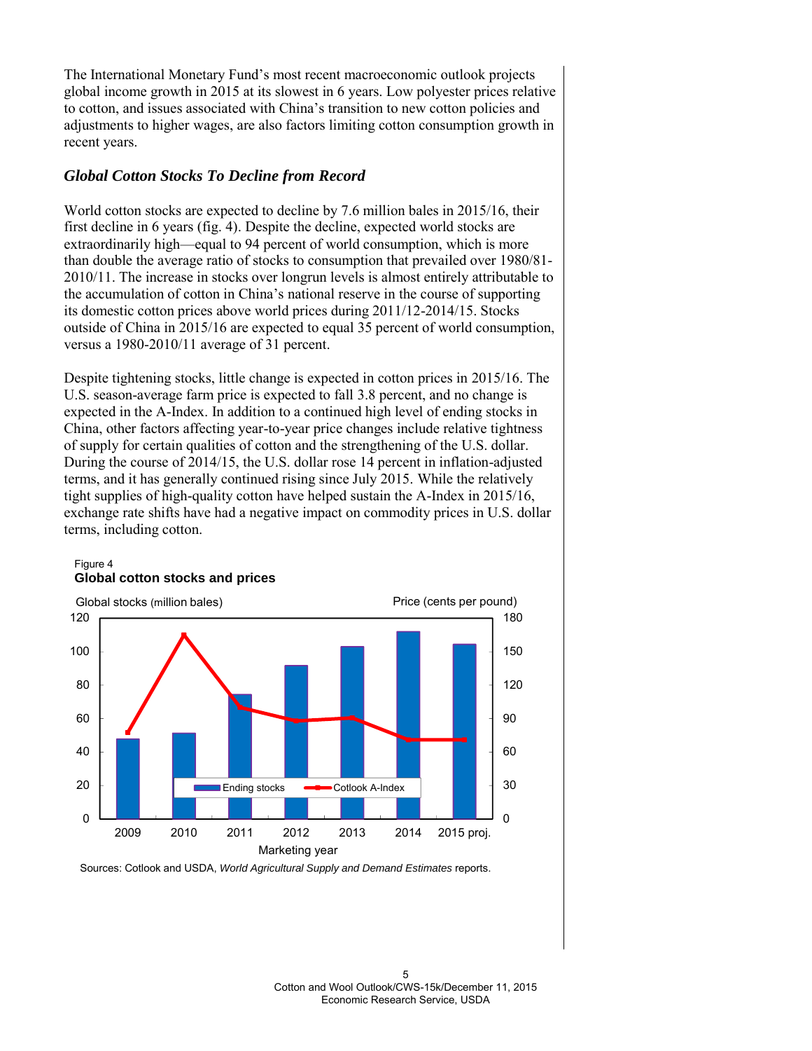The International Monetary Fund's most recent macroeconomic outlook projects global income growth in 2015 at its slowest in 6 years. Low polyester prices relative to cotton, and issues associated with China's transition to new cotton policies and adjustments to higher wages, are also factors limiting cotton consumption growth in recent years.

### *Global Cotton Stocks To Decline from Record*

World cotton stocks are expected to decline by 7.6 million bales in 2015/16, their first decline in 6 years (fig. 4). Despite the decline, expected world stocks are extraordinarily high—equal to 94 percent of world consumption, which is more than double the average ratio of stocks to consumption that prevailed over 1980/81-2010/11. The increase in stocks over longrun levels is almost entirely attributable to the accumulation of cotton in China's national reserve in the course of supporting its domestic cotton prices above world prices during 2011/12-2014/15. Stocks outside of China in 2015/16 are expected to equal 35 percent of world consumption, versus a 1980-2010/11 average of 31 percent.

Despite tightening stocks, little change is expected in cotton prices in 2015/16. The U.S. season-average farm price is expected to fall 3.8 percent, and no change is expected in the A-Index. In addition to a continued high level of ending stocks in China, other factors affecting year-to-year price changes include relative tightness of supply for certain qualities of cotton and the strengthening of the U.S. dollar. During the course of 2014/15, the U.S. dollar rose 14 percent in inflation-adjusted terms, and it has generally continued rising since July 2015. While the relatively tight supplies of high-quality cotton have helped sustain the A-Index in 2015/16, exchange rate shifts have had a negative impact on commodity prices in U.S. dollar terms, including cotton.

Figure 4
**Global cotton stocks and prices**

Sources: Cotlook and USDA, *World Agricultural Supply and Demand Estimates* reports.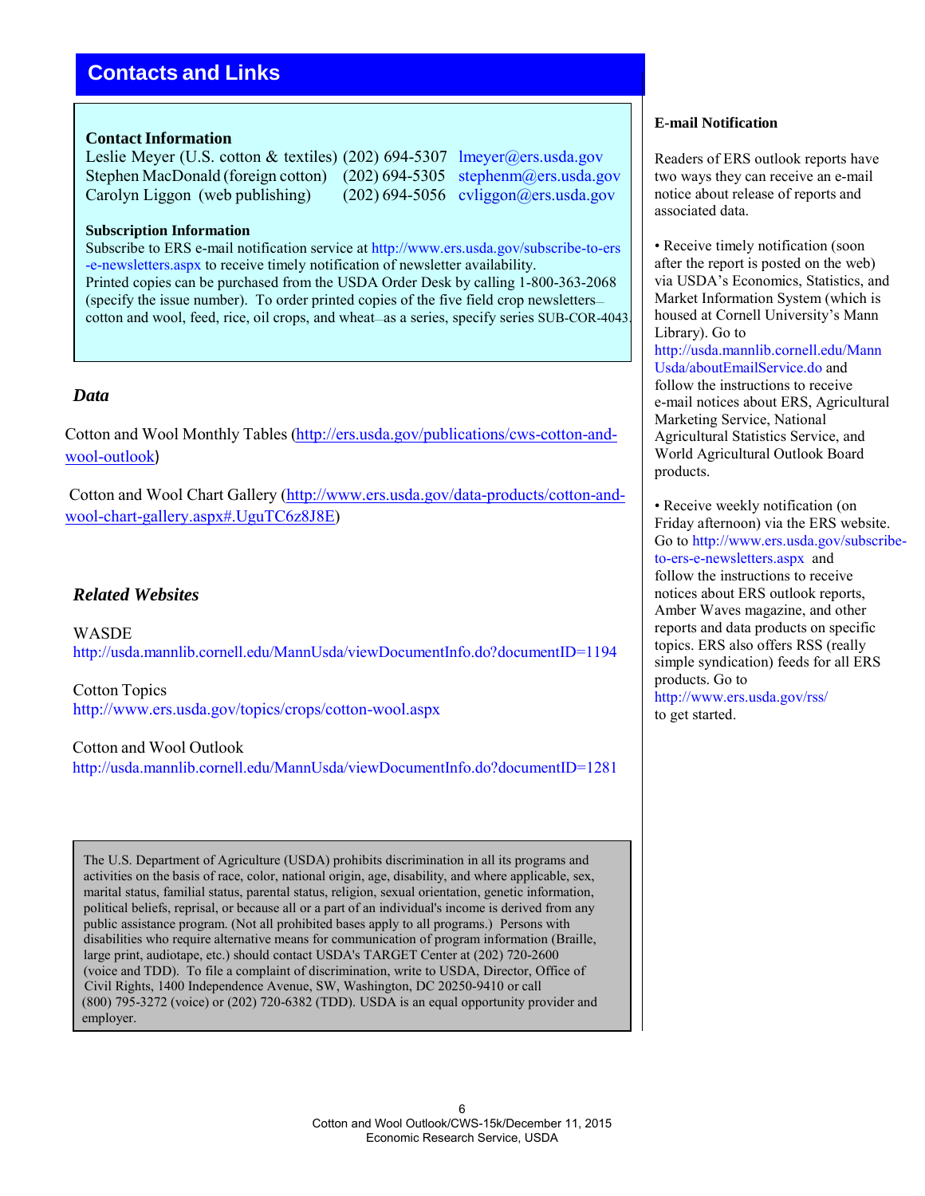## Contacts and Links

### Contact Information

Leslie Meyer (U.S. cotton & textiles) (202) 694-5307 lmeyer@ers.usda.gov
Stephen MacDonald (foreign cotton) (202) 694-5305 stephenm@ers.usda.gov
Carolyn Liggon (web publishing) (202) 694-5056 cvliggon@ers.usda.gov

### Subscription Information

Subscribe to ERS e-mail notification service at http://www.ers.usda.gov/subscribe-to-ers-e-newsletters.aspx to receive timely notification of newsletter availability.
Printed copies can be purchased from the USDA Order Desk by calling 1-800-363-2068 (specify the issue number). To order printed copies of the five field crop newsletters—cotton and wool, feed, rice, oil crops, and wheat—as a series, specify series SUB-COR-4043.

### *Data*

Cotton and Wool Monthly Tables (http://ers.usda.gov/publications/cws-cotton-and-wool-outlook)

Cotton and Wool Chart Gallery (http://www.ers.usda.gov/data-products/cotton-and-wool-chart-gallery.aspx#.UguTC6z8J8E)

### *Related Websites*

WASDE
http://usda.mannlib.cornell.edu/MannUsda/viewDocumentInfo.do?documentID=1194

Cotton Topics
http://www.ers.usda.gov/topics/crops/cotton-wool.aspx

Cotton and Wool Outlook
http://usda.mannlib.cornell.edu/MannUsda/viewDocumentInfo.do?documentID=1281

The U.S. Department of Agriculture (USDA) prohibits discrimination in all its programs and activities on the basis of race, color, national origin, age, disability, and where applicable, sex, marital status, familial status, parental status, religion, sexual orientation, genetic information, political beliefs, reprisal, or because all or a part of an individual's income is derived from any public assistance program. (Not all prohibited bases apply to all programs.) Persons with disabilities who require alternative means for communication of program information (Braille, large print, audiotape, etc.) should contact USDA's TARGET Center at (202) 720-2600 (voice and TDD). To file a complaint of discrimination, write to USDA, Director, Office of Civil Rights, 1400 Independence Avenue, SW, Washington, DC 20250-9410 or call (800) 795-3272 (voice) or (202) 720-6382 (TDD). USDA is an equal opportunity provider and employer.

### E-mail Notification

Readers of ERS outlook reports have two ways they can receive an e-mail notice about release of reports and associated data.

- Receive timely notification (soon after the report is posted on the web) via USDA's Economics, Statistics, and Market Information System (which is housed at Cornell University's Mann Library). Go to http://usda.mannlib.cornell.edu/MannUsda/aboutEmailService.do and follow the instructions to receive e-mail notices about ERS, Agricultural Marketing Service, National Agricultural Statistics Service, and World Agricultural Outlook Board products.

- Receive weekly notification (on Friday afternoon) via the ERS website. Go to http://www.ers.usda.gov/subscribe-to-ers-e-newsletters.aspx and follow the instructions to receive notices about ERS outlook reports, Amber Waves magazine, and other reports and data products on specific topics. ERS also offers RSS (really simple syndication) feeds for all ERS products. Go to http://www.ers.usda.gov/rss/ to get started.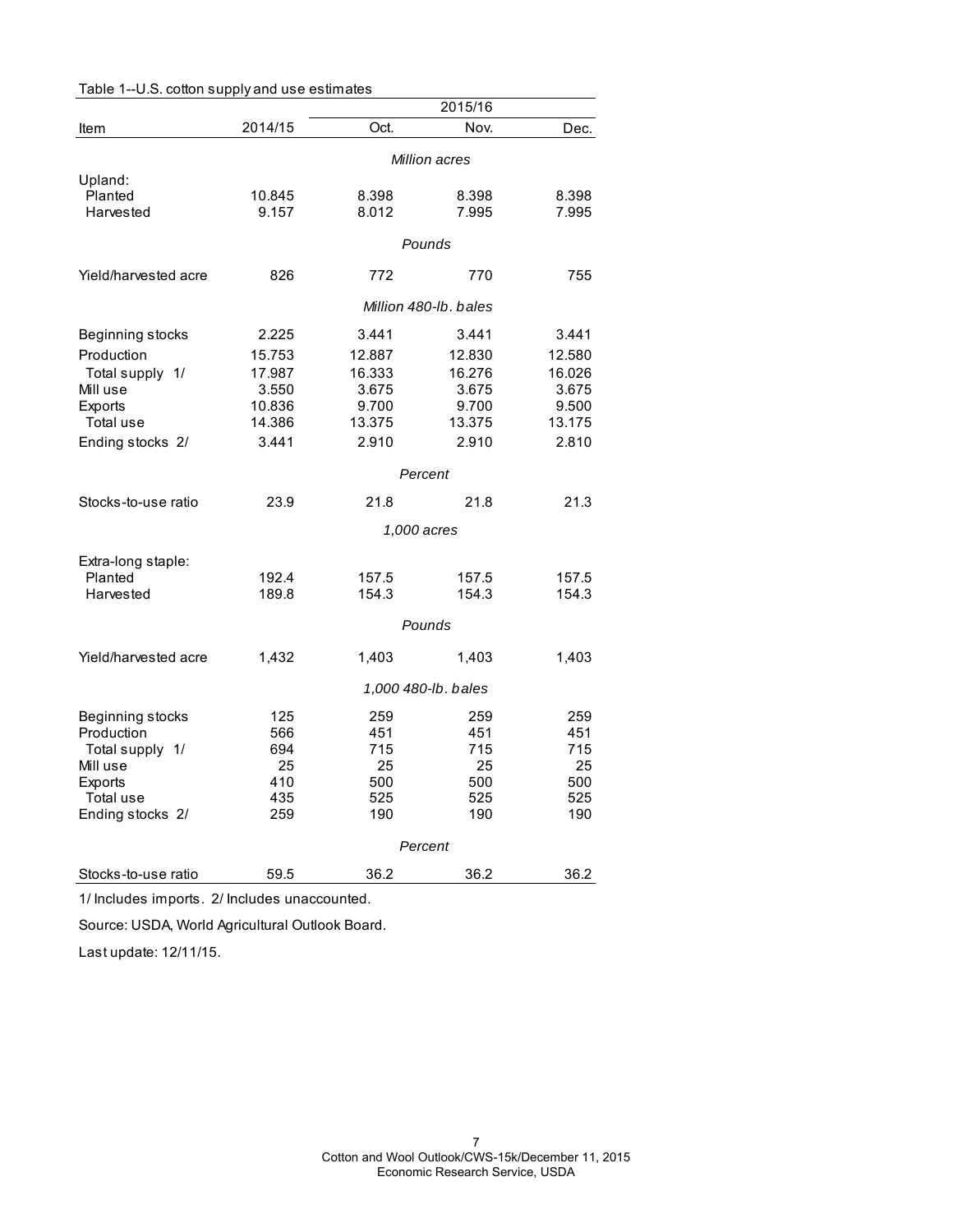Table 1--U.S. cotton supply and use estimates

| Item | 2014/15 | 2015/16 Oct. | 2015/16 Nov. | 2015/16 Dec. |
|---|---|---|---|---|
| | | *Million acres* | | |
| Upland: | | | | |
| Planted | 10.845 | 8.398 | 8.398 | 8.398 |
| Harvested | 9.157 | 8.012 | 7.995 | 7.995 |
| | | *Pounds* | | |
| Yield/harvested acre | 826 | 772 | 770 | 755 |
| | | *Million 480-lb. bales* | | |
| Beginning stocks | 2.225 | 3.441 | 3.441 | 3.441 |
| Production | 15.753 | 12.887 | 12.830 | 12.580 |
| Total supply 1/ | 17.987 | 16.333 | 16.276 | 16.026 |
| Mill use | 3.550 | 3.675 | 3.675 | 3.675 |
| Exports | 10.836 | 9.700 | 9.700 | 9.500 |
| Total use | 14.386 | 13.375 | 13.375 | 13.175 |
| Ending stocks 2/ | 3.441 | 2.910 | 2.910 | 2.810 |
| | | *Percent* | | |
| Stocks-to-use ratio | 23.9 | 21.8 | 21.8 | 21.3 |
| | | *1,000 acres* | | |
| Extra-long staple: | | | | |
| Planted | 192.4 | 157.5 | 157.5 | 157.5 |
| Harvested | 189.8 | 154.3 | 154.3 | 154.3 |
| | | *Pounds* | | |
| Yield/harvested acre | 1,432 | 1,403 | 1,403 | 1,403 |
| | | *1,000 480-lb. bales* | | |
| Beginning stocks | 125 | 259 | 259 | 259 |
| Production | 566 | 451 | 451 | 451 |
| Total supply 1/ | 694 | 715 | 715 | 715 |
| Mill use | 25 | 25 | 25 | 25 |
| Exports | 410 | 500 | 500 | 500 |
| Total use | 435 | 525 | 525 | 525 |
| Ending stocks 2/ | 259 | 190 | 190 | 190 |
| | | *Percent* | | |
| Stocks-to-use ratio | 59.5 | 36.2 | 36.2 | 36.2 |

1/ Includes imports. 2/ Includes unaccounted.

Source: USDA, World Agricultural Outlook Board.

Last update: 12/11/15.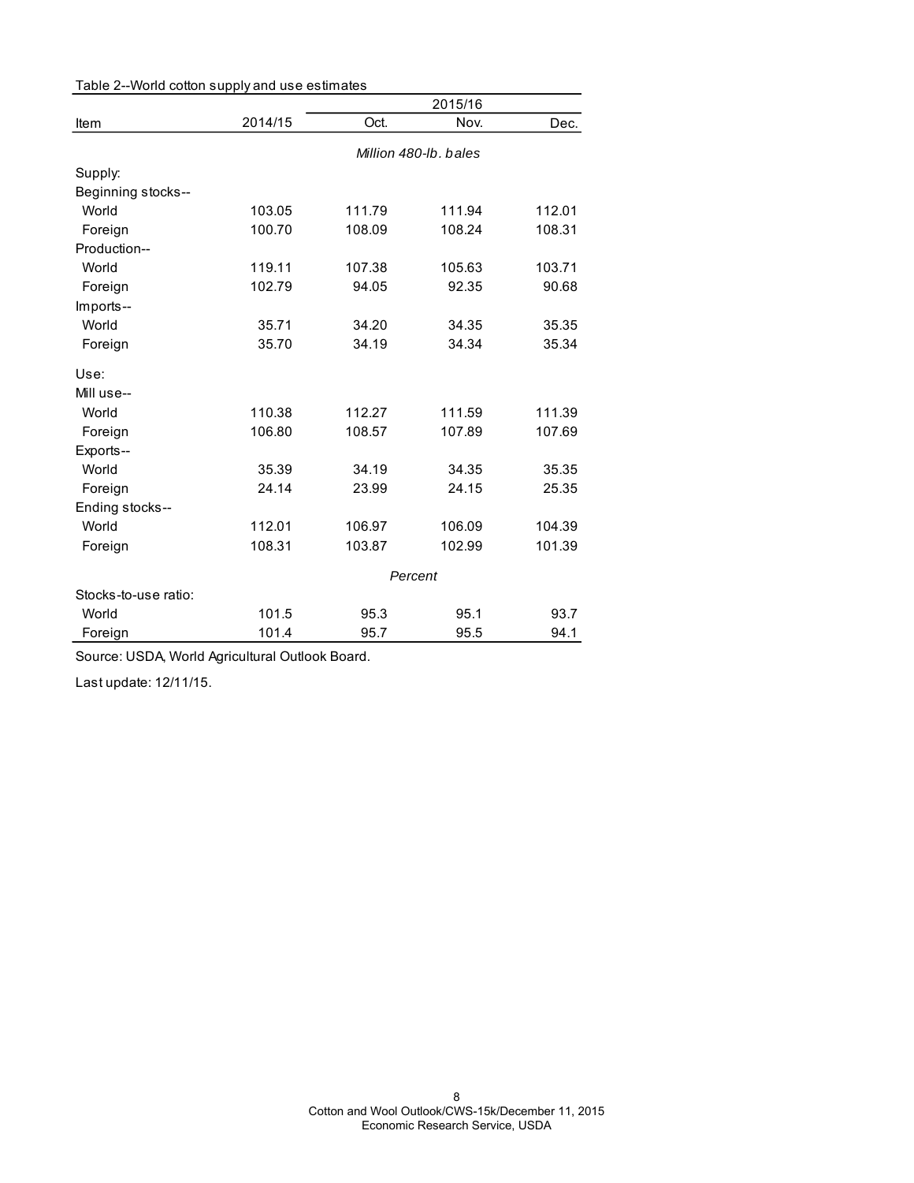Table 2--World cotton supply and use estimates

| Item | 2014/15 | 2015/16 | | |
|---|---|---|---|---|
| | | Oct. | Nov. | Dec. |
| | *Million 480-lb. bales* | | | |
| Supply: | | | | |
| Beginning stocks-- | | | | |
| World | 103.05 | 111.79 | 111.94 | 112.01 |
| Foreign | 100.70 | 108.09 | 108.24 | 108.31 |
| Production-- | | | | |
| World | 119.11 | 107.38 | 105.63 | 103.71 |
| Foreign | 102.79 | 94.05 | 92.35 | 90.68 |
| Imports-- | | | | |
| World | 35.71 | 34.20 | 34.35 | 35.35 |
| Foreign | 35.70 | 34.19 | 34.34 | 35.34 |
| Use: | | | | |
| Mill use-- | | | | |
| World | 110.38 | 112.27 | 111.59 | 111.39 |
| Foreign | 106.80 | 108.57 | 107.89 | 107.69 |
| Exports-- | | | | |
| World | 35.39 | 34.19 | 34.35 | 35.35 |
| Foreign | 24.14 | 23.99 | 24.15 | 25.35 |
| Ending stocks-- | | | | |
| World | 112.01 | 106.97 | 106.09 | 104.39 |
| Foreign | 108.31 | 103.87 | 102.99 | 101.39 |
| | *Percent* | | | |
| Stocks-to-use ratio: | | | | |
| World | 101.5 | 95.3 | 95.1 | 93.7 |
| Foreign | 101.4 | 95.7 | 95.5 | 94.1 |

Source: USDA, World Agricultural Outlook Board.

Last update: 12/11/15.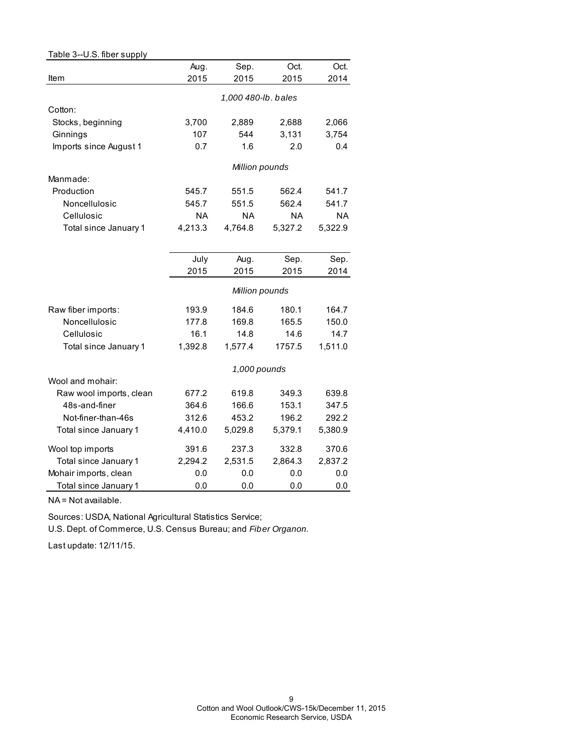Table 3--U.S. fiber supply

| Item | Aug. 2015 | Sep. 2015 | Oct. 2015 | Oct. 2014 |
|---|---|---|---|---|
| | *1,000 480-lb. bales* | | | |
| Cotton: | | | | |
| Stocks, beginning | 3,700 | 2,889 | 2,688 | 2,066 |
| Ginnings | 107 | 544 | 3,131 | 3,754 |
| Imports since August 1 | 0.7 | 1.6 | 2.0 | 0.4 |
| | *Million pounds* | | | |
| Manmade: | | | | |
| Production | 545.7 | 551.5 | 562.4 | 541.7 |
| Noncellulosic | 545.7 | 551.5 | 562.4 | 541.7 |
| Cellulosic | NA | NA | NA | NA |
| Total since January 1 | 4,213.3 | 4,764.8 | 5,327.2 | 5,322.9 |
| | **July 2015** | **Aug. 2015** | **Sep. 2015** | **Sep. 2014** |
| | *Million pounds* | | | |
| Raw fiber imports: | 193.9 | 184.6 | 180.1 | 164.7 |
| Noncellulosic | 177.8 | 169.8 | 165.5 | 150.0 |
| Cellulosic | 16.1 | 14.8 | 14.6 | 14.7 |
| Total since January 1 | 1,392.8 | 1,577.4 | 1757.5 | 1,511.0 |
| | *1,000 pounds* | | | |
| Wool and mohair: | | | | |
| Raw wool imports, clean | 677.2 | 619.8 | 349.3 | 639.8 |
| 48s-and-finer | 364.6 | 166.6 | 153.1 | 347.5 |
| Not-finer-than-46s | 312.6 | 453.2 | 196.2 | 292.2 |
| Total since January 1 | 4,410.0 | 5,029.8 | 5,379.1 | 5,380.9 |
| Wool top imports | 391.6 | 237.3 | 332.8 | 370.6 |
| Total since January 1 | 2,294.2 | 2,531.5 | 2,864.3 | 2,837.2 |
| Mohair imports, clean | 0.0 | 0.0 | 0.0 | 0.0 |
| Total since January 1 | 0.0 | 0.0 | 0.0 | 0.0 |

NA = Not available.

Sources: USDA, National Agricultural Statistics Service;
U.S. Dept. of Commerce, U.S. Census Bureau; and *Fiber Organon.*

Last update: 12/11/15.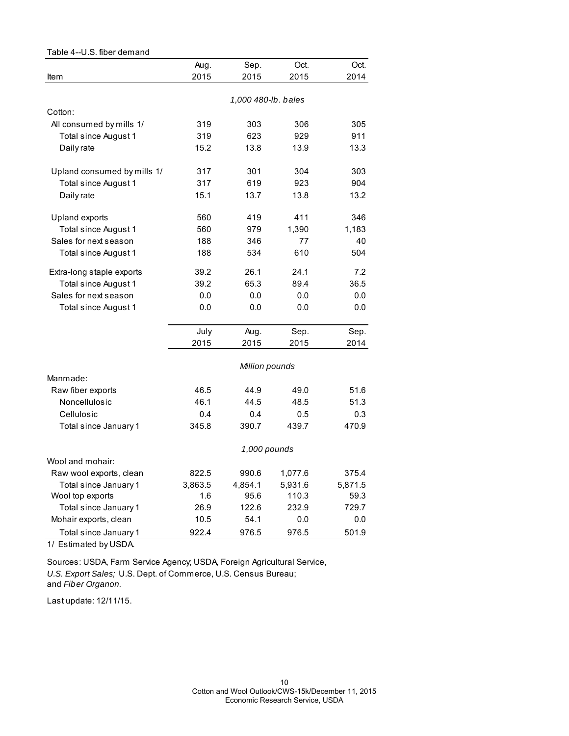Table 4--U.S. fiber demand

| Item | Aug. 2015 | Sep. 2015 | Oct. 2015 | Oct. 2014 |
|---|---|---|---|---|
| | *1,000 480-lb. bales* | | | |
| Cotton: | | | | |
| All consumed by mills 1/ | 319 | 303 | 306 | 305 |
| Total since August 1 | 319 | 623 | 929 | 911 |
| Daily rate | 15.2 | 13.8 | 13.9 | 13.3 |
| Upland consumed by mills 1/ | 317 | 301 | 304 | 303 |
| Total since August 1 | 317 | 619 | 923 | 904 |
| Daily rate | 15.1 | 13.7 | 13.8 | 13.2 |
| Upland exports | 560 | 419 | 411 | 346 |
| Total since August 1 | 560 | 979 | 1,390 | 1,183 |
| Sales for next season | 188 | 346 | 77 | 40 |
| Total since August 1 | 188 | 534 | 610 | 504 |
| Extra-long staple exports | 39.2 | 26.1 | 24.1 | 7.2 |
| Total since August 1 | 39.2 | 65.3 | 89.4 | 36.5 |
| Sales for next season | 0.0 | 0.0 | 0.0 | 0.0 |
| Total since August 1 | 0.0 | 0.0 | 0.0 | 0.0 |
| | **July 2015** | **Aug. 2015** | **Sep. 2015** | **Sep. 2014** |
| | *Million pounds* | | | |
| Manmade: | | | | |
| Raw fiber exports | 46.5 | 44.9 | 49.0 | 51.6 |
| Noncellulosic | 46.1 | 44.5 | 48.5 | 51.3 |
| Cellulosic | 0.4 | 0.4 | 0.5 | 0.3 |
| Total since January 1 | 345.8 | 390.7 | 439.7 | 470.9 |
| | *1,000 pounds* | | | |
| Wool and mohair: | | | | |
| Raw wool exports, clean | 822.5 | 990.6 | 1,077.6 | 375.4 |
| Total since January 1 | 3,863.5 | 4,854.1 | 5,931.6 | 5,871.5 |
| Wool top exports | 1.6 | 95.6 | 110.3 | 59.3 |
| Total since January 1 | 26.9 | 122.6 | 232.9 | 729.7 |
| Mohair exports, clean | 10.5 | 54.1 | 0.0 | 0.0 |
| Total since January 1 | 922.4 | 976.5 | 976.5 | 501.9 |

1/ Estimated by USDA.

Sources: USDA, Farm Service Agency; USDA, Foreign Agricultural Service, *U.S. Export Sales;* U.S. Dept. of Commerce, U.S. Census Bureau; and *Fiber Organon.*

Last update: 12/11/15.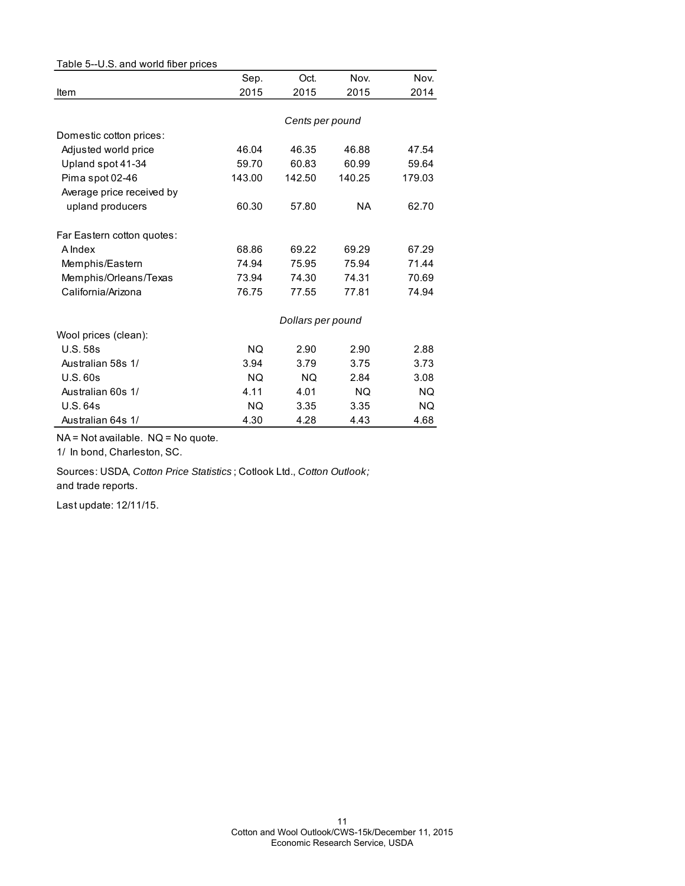Table 5--U.S. and world fiber prices

| Item | Sep. 2015 | Oct. 2015 | Nov. 2015 | Nov. 2014 |
|---|---|---|---|---|
| | *Cents per pound* | | | |
| Domestic cotton prices: | | | | |
| Adjusted world price | 46.04 | 46.35 | 46.88 | 47.54 |
| Upland spot 41-34 | 59.70 | 60.83 | 60.99 | 59.64 |
| Pima spot 02-46 | 143.00 | 142.50 | 140.25 | 179.03 |
| Average price received by upland producers | 60.30 | 57.80 | NA | 62.70 |
| Far Eastern cotton quotes: | | | | |
| A Index | 68.86 | 69.22 | 69.29 | 67.29 |
| Memphis/Eastern | 74.94 | 75.95 | 75.94 | 71.44 |
| Memphis/Orleans/Texas | 73.94 | 74.30 | 74.31 | 70.69 |
| California/Arizona | 76.75 | 77.55 | 77.81 | 74.94 |
| | *Dollars per pound* | | | |
| Wool prices (clean): | | | | |
| U.S. 58s | NQ | 2.90 | 2.90 | 2.88 |
| Australian 58s 1/ | 3.94 | 3.79 | 3.75 | 3.73 |
| U.S. 60s | NQ | NQ | 2.84 | 3.08 |
| Australian 60s 1/ | 4.11 | 4.01 | NQ | NQ |
| U.S. 64s | NQ | 3.35 | 3.35 | NQ |
| Australian 64s 1/ | 4.30 | 4.28 | 4.43 | 4.68 |

NA = Not available. NQ = No quote.

1/ In bond, Charleston, SC.

Sources: USDA, *Cotton Price Statistics*; Cotlook Ltd., *Cotton Outlook;* and trade reports.

Last update: 12/11/15.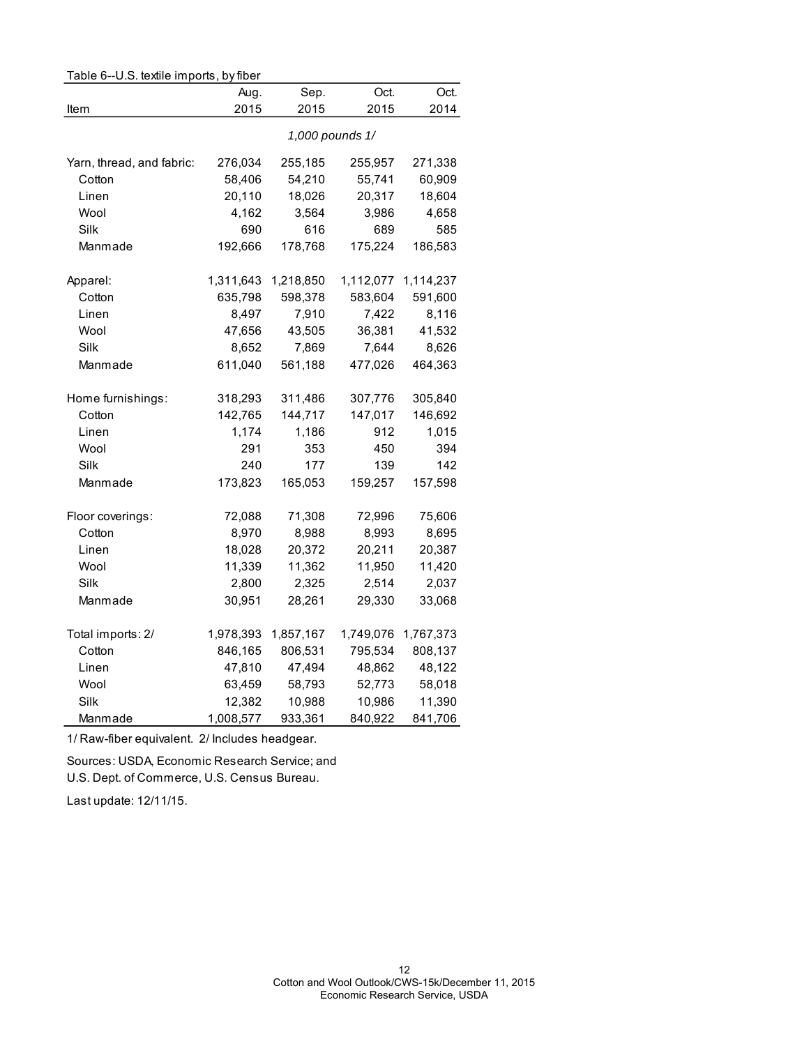Table 6--U.S. textile imports, by fiber

| Item | Aug. 2015 | Sep. 2015 | Oct. 2015 | Oct. 2014 |
|---|---|---|---|---|
| | *1,000 pounds 1/* | | | |
| Yarn, thread, and fabric: | 276,034 | 255,185 | 255,957 | 271,338 |
| Cotton | 58,406 | 54,210 | 55,741 | 60,909 |
| Linen | 20,110 | 18,026 | 20,317 | 18,604 |
| Wool | 4,162 | 3,564 | 3,986 | 4,658 |
| Silk | 690 | 616 | 689 | 585 |
| Manmade | 192,666 | 178,768 | 175,224 | 186,583 |
| Apparel: | 1,311,643 | 1,218,850 | 1,112,077 | 1,114,237 |
| Cotton | 635,798 | 598,378 | 583,604 | 591,600 |
| Linen | 8,497 | 7,910 | 7,422 | 8,116 |
| Wool | 47,656 | 43,505 | 36,381 | 41,532 |
| Silk | 8,652 | 7,869 | 7,644 | 8,626 |
| Manmade | 611,040 | 561,188 | 477,026 | 464,363 |
| Home furnishings: | 318,293 | 311,486 | 307,776 | 305,840 |
| Cotton | 142,765 | 144,717 | 147,017 | 146,692 |
| Linen | 1,174 | 1,186 | 912 | 1,015 |
| Wool | 291 | 353 | 450 | 394 |
| Silk | 240 | 177 | 139 | 142 |
| Manmade | 173,823 | 165,053 | 159,257 | 157,598 |
| Floor coverings: | 72,088 | 71,308 | 72,996 | 75,606 |
| Cotton | 8,970 | 8,988 | 8,993 | 8,695 |
| Linen | 18,028 | 20,372 | 20,211 | 20,387 |
| Wool | 11,339 | 11,362 | 11,950 | 11,420 |
| Silk | 2,800 | 2,325 | 2,514 | 2,037 |
| Manmade | 30,951 | 28,261 | 29,330 | 33,068 |
| Total imports: 2/ | 1,978,393 | 1,857,167 | 1,749,076 | 1,767,373 |
| Cotton | 846,165 | 806,531 | 795,534 | 808,137 |
| Linen | 47,810 | 47,494 | 48,862 | 48,122 |
| Wool | 63,459 | 58,793 | 52,773 | 58,018 |
| Silk | 12,382 | 10,988 | 10,986 | 11,390 |
| Manmade | 1,008,577 | 933,361 | 840,922 | 841,706 |

1/ Raw-fiber equivalent. 2/ Includes headgear.

Sources: USDA, Economic Research Service; and U.S. Dept. of Commerce, U.S. Census Bureau.

Last update: 12/11/15.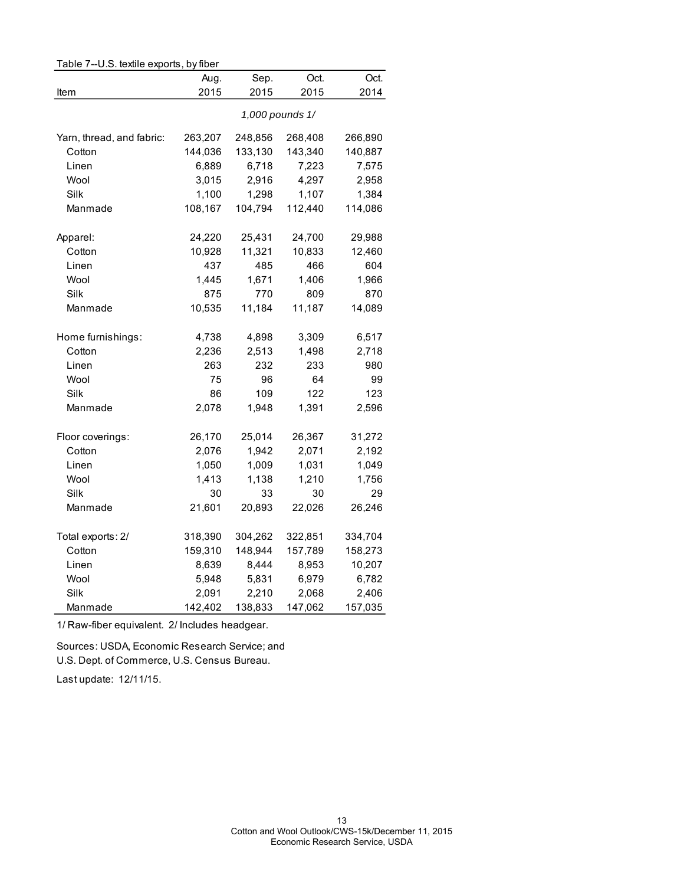Table 7--U.S. textile exports, by fiber

| Item | Aug. 2015 | Sep. 2015 | Oct. 2015 | Oct. 2014 |
|---|---|---|---|---|
| | *1,000 pounds 1/* | | | |
| Yarn, thread, and fabric: | 263,207 | 248,856 | 268,408 | 266,890 |
| Cotton | 144,036 | 133,130 | 143,340 | 140,887 |
| Linen | 6,889 | 6,718 | 7,223 | 7,575 |
| Wool | 3,015 | 2,916 | 4,297 | 2,958 |
| Silk | 1,100 | 1,298 | 1,107 | 1,384 |
| Manmade | 108,167 | 104,794 | 112,440 | 114,086 |
| Apparel: | 24,220 | 25,431 | 24,700 | 29,988 |
| Cotton | 10,928 | 11,321 | 10,833 | 12,460 |
| Linen | 437 | 485 | 466 | 604 |
| Wool | 1,445 | 1,671 | 1,406 | 1,966 |
| Silk | 875 | 770 | 809 | 870 |
| Manmade | 10,535 | 11,184 | 11,187 | 14,089 |
| Home furnishings: | 4,738 | 4,898 | 3,309 | 6,517 |
| Cotton | 2,236 | 2,513 | 1,498 | 2,718 |
| Linen | 263 | 232 | 233 | 980 |
| Wool | 75 | 96 | 64 | 99 |
| Silk | 86 | 109 | 122 | 123 |
| Manmade | 2,078 | 1,948 | 1,391 | 2,596 |
| Floor coverings: | 26,170 | 25,014 | 26,367 | 31,272 |
| Cotton | 2,076 | 1,942 | 2,071 | 2,192 |
| Linen | 1,050 | 1,009 | 1,031 | 1,049 |
| Wool | 1,413 | 1,138 | 1,210 | 1,756 |
| Silk | 30 | 33 | 30 | 29 |
| Manmade | 21,601 | 20,893 | 22,026 | 26,246 |
| Total exports: 2/ | 318,390 | 304,262 | 322,851 | 334,704 |
| Cotton | 159,310 | 148,944 | 157,789 | 158,273 |
| Linen | 8,639 | 8,444 | 8,953 | 10,207 |
| Wool | 5,948 | 5,831 | 6,979 | 6,782 |
| Silk | 2,091 | 2,210 | 2,068 | 2,406 |
| Manmade | 142,402 | 138,833 | 147,062 | 157,035 |

1/ Raw-fiber equivalent. 2/ Includes headgear.

Sources: USDA, Economic Research Service; and U.S. Dept. of Commerce, U.S. Census Bureau.

Last update: 12/11/15.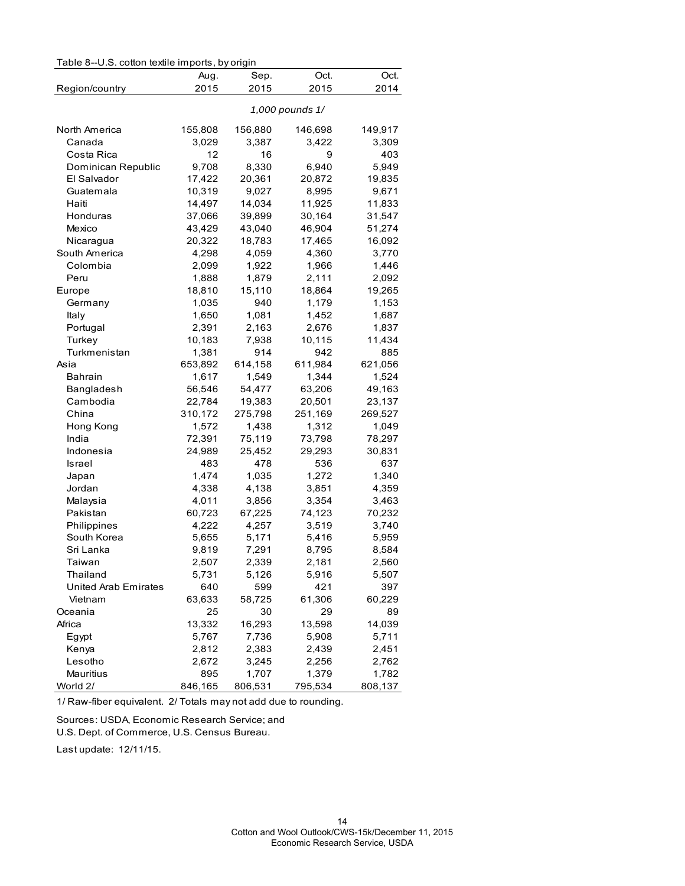Table 8--U.S. cotton textile imports, by origin

| Region/country | Aug. 2015 | Sep. 2015 | Oct. 2015 | Oct. 2014 |
|---|---|---|---|---|
| | *1,000 pounds 1/* | | | |
| North America | 155,808 | 156,880 | 146,698 | 149,917 |
| Canada | 3,029 | 3,387 | 3,422 | 3,309 |
| Costa Rica | 12 | 16 | 9 | 403 |
| Dominican Republic | 9,708 | 8,330 | 6,940 | 5,949 |
| El Salvador | 17,422 | 20,361 | 20,872 | 19,835 |
| Guatemala | 10,319 | 9,027 | 8,995 | 9,671 |
| Haiti | 14,497 | 14,034 | 11,925 | 11,833 |
| Honduras | 37,066 | 39,899 | 30,164 | 31,547 |
| Mexico | 43,429 | 43,040 | 46,904 | 51,274 |
| Nicaragua | 20,322 | 18,783 | 17,465 | 16,092 |
| South America | 4,298 | 4,059 | 4,360 | 3,770 |
| Colombia | 2,099 | 1,922 | 1,966 | 1,446 |
| Peru | 1,888 | 1,879 | 2,111 | 2,092 |
| Europe | 18,810 | 15,110 | 18,864 | 19,265 |
| Germany | 1,035 | 940 | 1,179 | 1,153 |
| Italy | 1,650 | 1,081 | 1,452 | 1,687 |
| Portugal | 2,391 | 2,163 | 2,676 | 1,837 |
| Turkey | 10,183 | 7,938 | 10,115 | 11,434 |
| Turkmenistan | 1,381 | 914 | 942 | 885 |
| Asia | 653,892 | 614,158 | 611,984 | 621,056 |
| Bahrain | 1,617 | 1,549 | 1,344 | 1,524 |
| Bangladesh | 56,546 | 54,477 | 63,206 | 49,163 |
| Cambodia | 22,784 | 19,383 | 20,501 | 23,137 |
| China | 310,172 | 275,798 | 251,169 | 269,527 |
| Hong Kong | 1,572 | 1,438 | 1,312 | 1,049 |
| India | 72,391 | 75,119 | 73,798 | 78,297 |
| Indonesia | 24,989 | 25,452 | 29,293 | 30,831 |
| Israel | 483 | 478 | 536 | 637 |
| Japan | 1,474 | 1,035 | 1,272 | 1,340 |
| Jordan | 4,338 | 4,138 | 3,851 | 4,359 |
| Malaysia | 4,011 | 3,856 | 3,354 | 3,463 |
| Pakistan | 60,723 | 67,225 | 74,123 | 70,232 |
| Philippines | 4,222 | 4,257 | 3,519 | 3,740 |
| South Korea | 5,655 | 5,171 | 5,416 | 5,959 |
| Sri Lanka | 9,819 | 7,291 | 8,795 | 8,584 |
| Taiwan | 2,507 | 2,339 | 2,181 | 2,560 |
| Thailand | 5,731 | 5,126 | 5,916 | 5,507 |
| United Arab Emirates | 640 | 599 | 421 | 397 |
| Vietnam | 63,633 | 58,725 | 61,306 | 60,229 |
| Oceania | 25 | 30 | 29 | 89 |
| Africa | 13,332 | 16,293 | 13,598 | 14,039 |
| Egypt | 5,767 | 7,736 | 5,908 | 5,711 |
| Kenya | 2,812 | 2,383 | 2,439 | 2,451 |
| Lesotho | 2,672 | 3,245 | 2,256 | 2,762 |
| Mauritius | 895 | 1,707 | 1,379 | 1,782 |
| World 2/ | 846,165 | 806,531 | 795,534 | 808,137 |

1/ Raw-fiber equivalent. 2/ Totals may not add due to rounding.

Sources: USDA, Economic Research Service; and U.S. Dept. of Commerce, U.S. Census Bureau.

Last update: 12/11/15.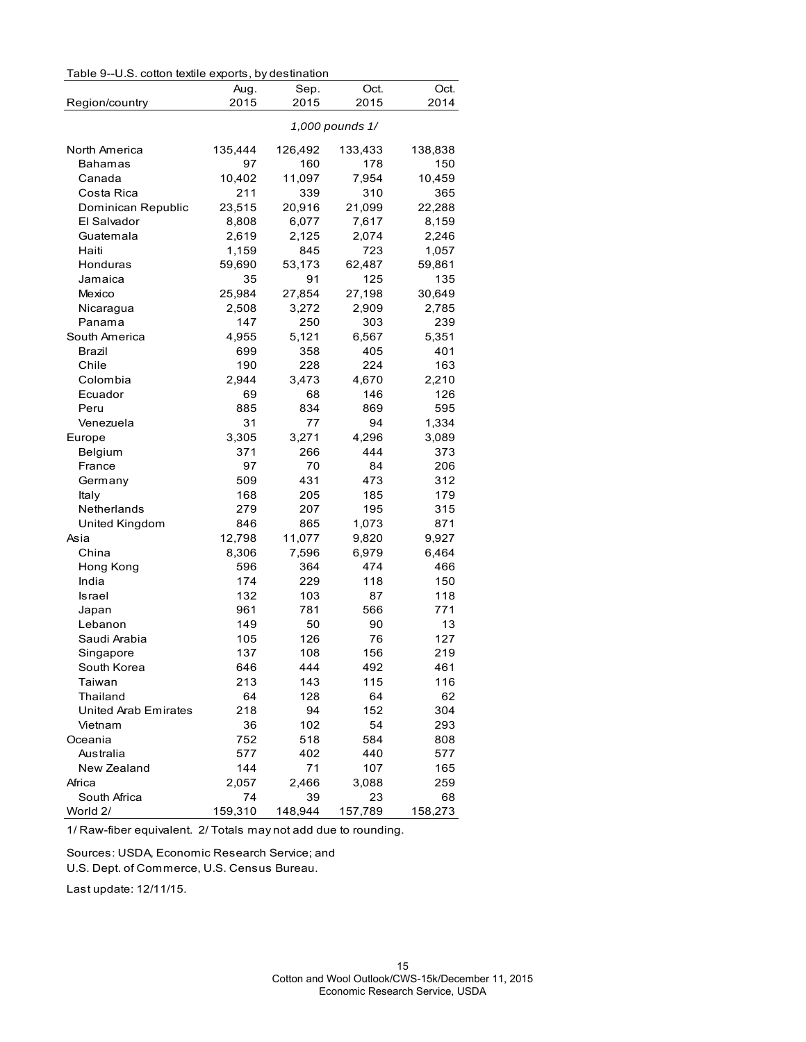Table 9--U.S. cotton textile exports, by destination

| Region/country | Aug. 2015 | Sep. 2015 | Oct. 2015 | Oct. 2014 |
|---|---|---|---|---|
| | *1,000 pounds 1/* | | | |
| North America | 135,444 | 126,492 | 133,433 | 138,838 |
| Bahamas | 97 | 160 | 178 | 150 |
| Canada | 10,402 | 11,097 | 7,954 | 10,459 |
| Costa Rica | 211 | 339 | 310 | 365 |
| Dominican Republic | 23,515 | 20,916 | 21,099 | 22,288 |
| El Salvador | 8,808 | 6,077 | 7,617 | 8,159 |
| Guatemala | 2,619 | 2,125 | 2,074 | 2,246 |
| Haiti | 1,159 | 845 | 723 | 1,057 |
| Honduras | 59,690 | 53,173 | 62,487 | 59,861 |
| Jamaica | 35 | 91 | 125 | 135 |
| Mexico | 25,984 | 27,854 | 27,198 | 30,649 |
| Nicaragua | 2,508 | 3,272 | 2,909 | 2,785 |
| Panama | 147 | 250 | 303 | 239 |
| South America | 4,955 | 5,121 | 6,567 | 5,351 |
| Brazil | 699 | 358 | 405 | 401 |
| Chile | 190 | 228 | 224 | 163 |
| Colombia | 2,944 | 3,473 | 4,670 | 2,210 |
| Ecuador | 69 | 68 | 146 | 126 |
| Peru | 885 | 834 | 869 | 595 |
| Venezuela | 31 | 77 | 94 | 1,334 |
| Europe | 3,305 | 3,271 | 4,296 | 3,089 |
| Belgium | 371 | 266 | 444 | 373 |
| France | 97 | 70 | 84 | 206 |
| Germany | 509 | 431 | 473 | 312 |
| Italy | 168 | 205 | 185 | 179 |
| Netherlands | 279 | 207 | 195 | 315 |
| United Kingdom | 846 | 865 | 1,073 | 871 |
| Asia | 12,798 | 11,077 | 9,820 | 9,927 |
| China | 8,306 | 7,596 | 6,979 | 6,464 |
| Hong Kong | 596 | 364 | 474 | 466 |
| India | 174 | 229 | 118 | 150 |
| Israel | 132 | 103 | 87 | 118 |
| Japan | 961 | 781 | 566 | 771 |
| Lebanon | 149 | 50 | 90 | 13 |
| Saudi Arabia | 105 | 126 | 76 | 127 |
| Singapore | 137 | 108 | 156 | 219 |
| South Korea | 646 | 444 | 492 | 461 |
| Taiwan | 213 | 143 | 115 | 116 |
| Thailand | 64 | 128 | 64 | 62 |
| United Arab Emirates | 218 | 94 | 152 | 304 |
| Vietnam | 36 | 102 | 54 | 293 |
| Oceania | 752 | 518 | 584 | 808 |
| Australia | 577 | 402 | 440 | 577 |
| New Zealand | 144 | 71 | 107 | 165 |
| Africa | 2,057 | 2,466 | 3,088 | 259 |
| South Africa | 74 | 39 | 23 | 68 |
| World 2/ | 159,310 | 148,944 | 157,789 | 158,273 |

1/ Raw-fiber equivalent. 2/ Totals may not add due to rounding.

Sources: USDA, Economic Research Service; and U.S. Dept. of Commerce, U.S. Census Bureau.

Last update: 12/11/15.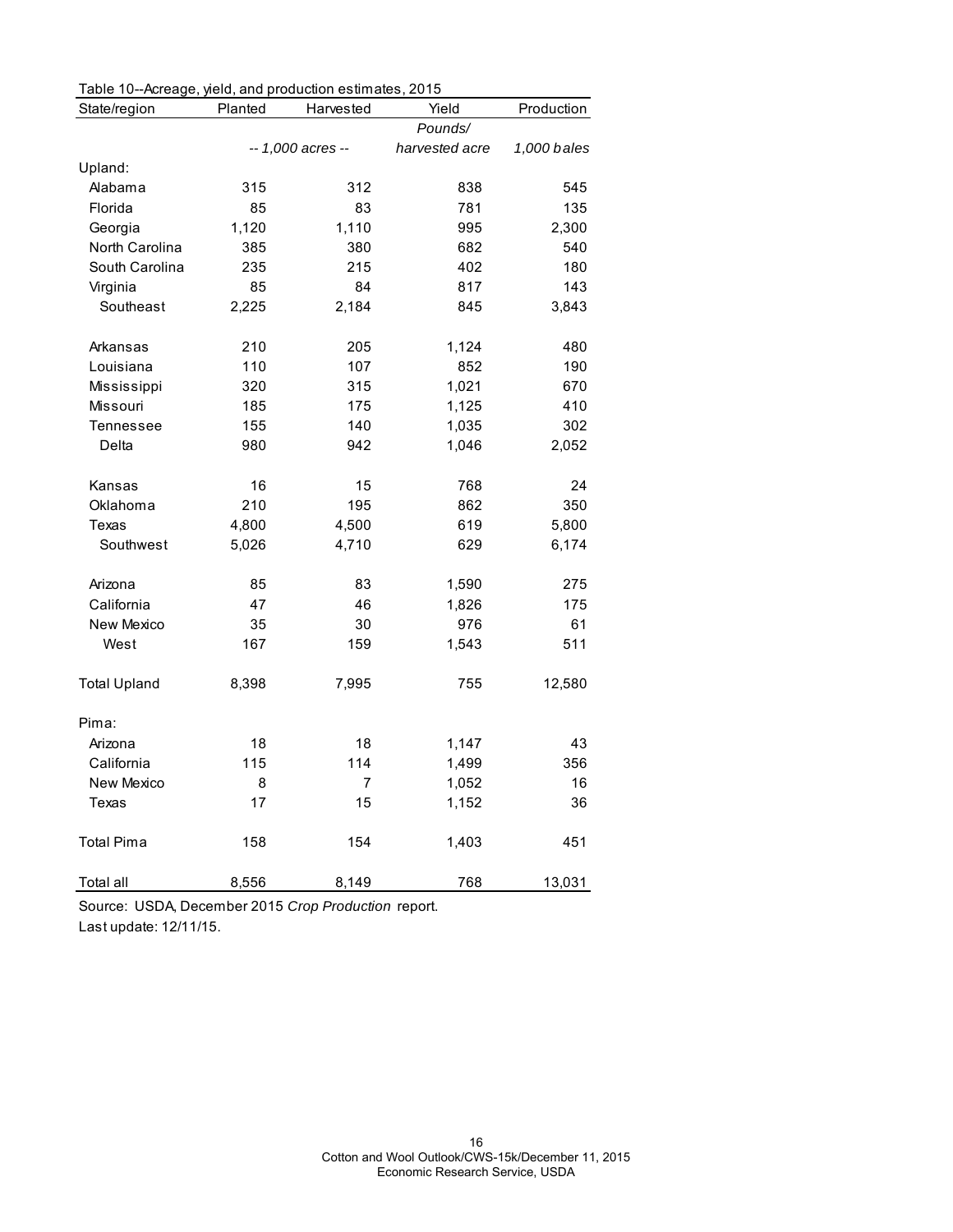Table 10--Acreage, yield, and production estimates, 2015

| State/region | Planted | Harvested | Yield | Production |
|---|---|---|---|---|
| | | | *Pounds/* | |
| | *-- 1,000 acres --* | | *harvested acre* | *1,000 bales* |
| Upland: | | | | |
| Alabama | 315 | 312 | 838 | 545 |
| Florida | 85 | 83 | 781 | 135 |
| Georgia | 1,120 | 1,110 | 995 | 2,300 |
| North Carolina | 385 | 380 | 682 | 540 |
| South Carolina | 235 | 215 | 402 | 180 |
| Virginia | 85 | 84 | 817 | 143 |
| Southeast | 2,225 | 2,184 | 845 | 3,843 |
| | | | | |
| Arkansas | 210 | 205 | 1,124 | 480 |
| Louisiana | 110 | 107 | 852 | 190 |
| Mississippi | 320 | 315 | 1,021 | 670 |
| Missouri | 185 | 175 | 1,125 | 410 |
| Tennessee | 155 | 140 | 1,035 | 302 |
| Delta | 980 | 942 | 1,046 | 2,052 |
| | | | | |
| Kansas | 16 | 15 | 768 | 24 |
| Oklahoma | 210 | 195 | 862 | 350 |
| Texas | 4,800 | 4,500 | 619 | 5,800 |
| Southwest | 5,026 | 4,710 | 629 | 6,174 |
| | | | | |
| Arizona | 85 | 83 | 1,590 | 275 |
| California | 47 | 46 | 1,826 | 175 |
| New Mexico | 35 | 30 | 976 | 61 |
| West | 167 | 159 | 1,543 | 511 |
| | | | | |
| Total Upland | 8,398 | 7,995 | 755 | 12,580 |
| | | | | |
| Pima: | | | | |
| Arizona | 18 | 18 | 1,147 | 43 |
| California | 115 | 114 | 1,499 | 356 |
| New Mexico | 8 | 7 | 1,052 | 16 |
| Texas | 17 | 15 | 1,152 | 36 |
| | | | | |
| Total Pima | 158 | 154 | 1,403 | 451 |
| | | | | |
| Total all | 8,556 | 8,149 | 768 | 13,031 |

Source: USDA, December 2015 *Crop Production* report.

Last update: 12/11/15.